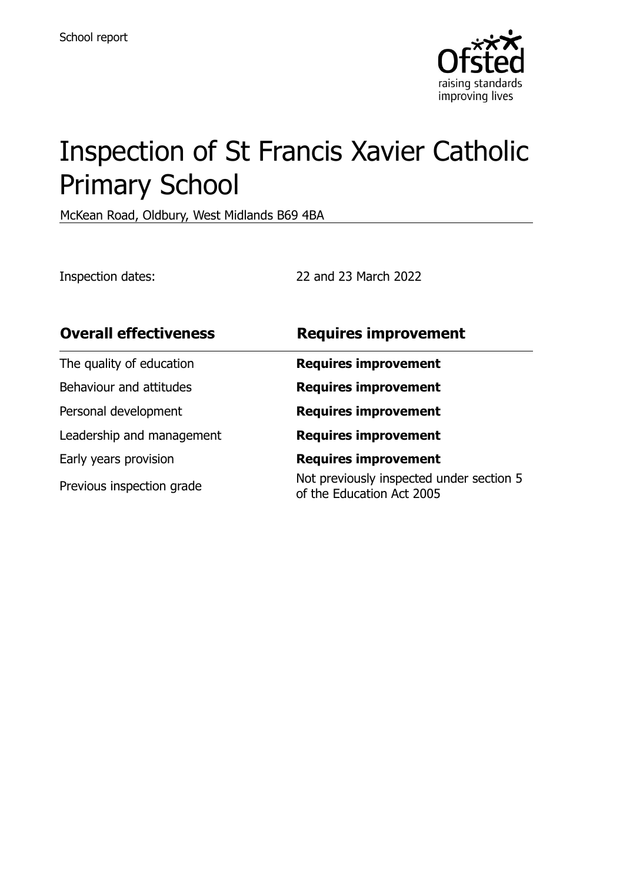School report

Ofsted
raising standards
improving lives

# Inspection of St Francis Xavier Catholic Primary School

McKean Road, Oldbury, West Midlands B69 4BA

Inspection dates: 22 and 23 March 2022

| **Overall effectiveness** | **Requires improvement** |
| --- | --- |
| The quality of education | **Requires improvement** |
| Behaviour and attitudes | **Requires improvement** |
| Personal development | **Requires improvement** |
| Leadership and management | **Requires improvement** |
| Early years provision | **Requires improvement** |
| Previous inspection grade | Not previously inspected under section 5 of the Education Act 2005 |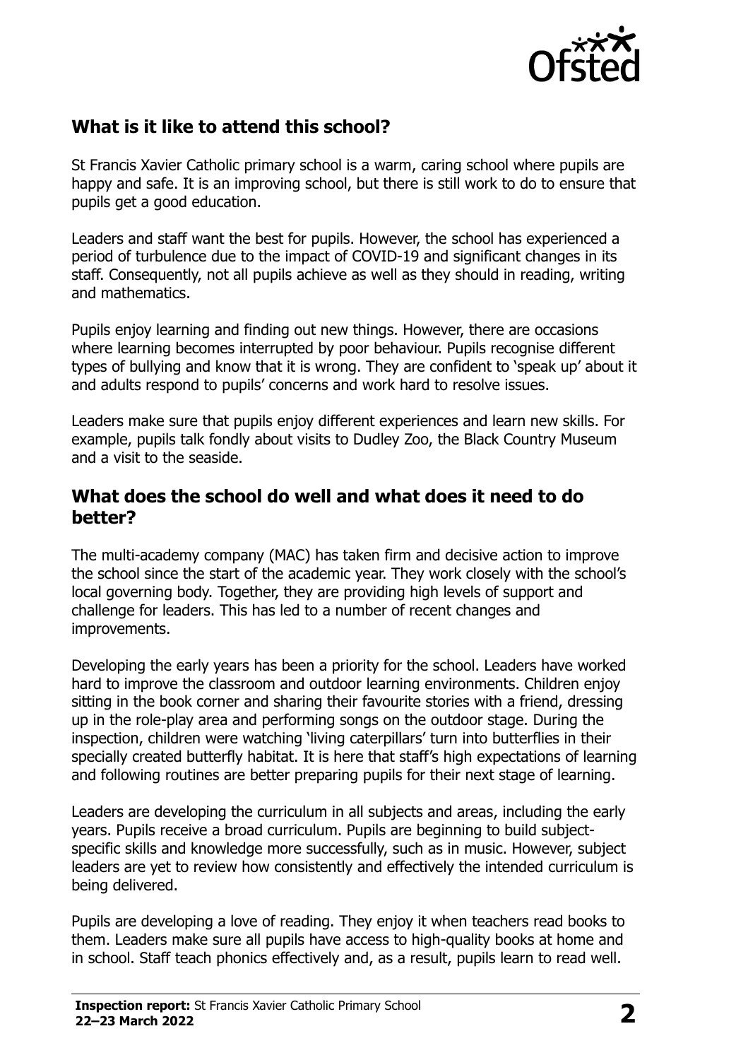## What is it like to attend this school?

St Francis Xavier Catholic primary school is a warm, caring school where pupils are happy and safe. It is an improving school, but there is still work to do to ensure that pupils get a good education.

Leaders and staff want the best for pupils. However, the school has experienced a period of turbulence due to the impact of COVID-19 and significant changes in its staff. Consequently, not all pupils achieve as well as they should in reading, writing and mathematics.

Pupils enjoy learning and finding out new things. However, there are occasions where learning becomes interrupted by poor behaviour. Pupils recognise different types of bullying and know that it is wrong. They are confident to 'speak up' about it and adults respond to pupils' concerns and work hard to resolve issues.

Leaders make sure that pupils enjoy different experiences and learn new skills. For example, pupils talk fondly about visits to Dudley Zoo, the Black Country Museum and a visit to the seaside.

## What does the school do well and what does it need to do better?

The multi-academy company (MAC) has taken firm and decisive action to improve the school since the start of the academic year. They work closely with the school's local governing body. Together, they are providing high levels of support and challenge for leaders. This has led to a number of recent changes and improvements.

Developing the early years has been a priority for the school. Leaders have worked hard to improve the classroom and outdoor learning environments. Children enjoy sitting in the book corner and sharing their favourite stories with a friend, dressing up in the role-play area and performing songs on the outdoor stage. During the inspection, children were watching 'living caterpillars' turn into butterflies in their specially created butterfly habitat. It is here that staff's high expectations of learning and following routines are better preparing pupils for their next stage of learning.

Leaders are developing the curriculum in all subjects and areas, including the early years. Pupils receive a broad curriculum. Pupils are beginning to build subject-specific skills and knowledge more successfully, such as in music. However, subject leaders are yet to review how consistently and effectively the intended curriculum is being delivered.

Pupils are developing a love of reading. They enjoy it when teachers read books to them. Leaders make sure all pupils have access to high-quality books at home and in school. Staff teach phonics effectively and, as a result, pupils learn to read well.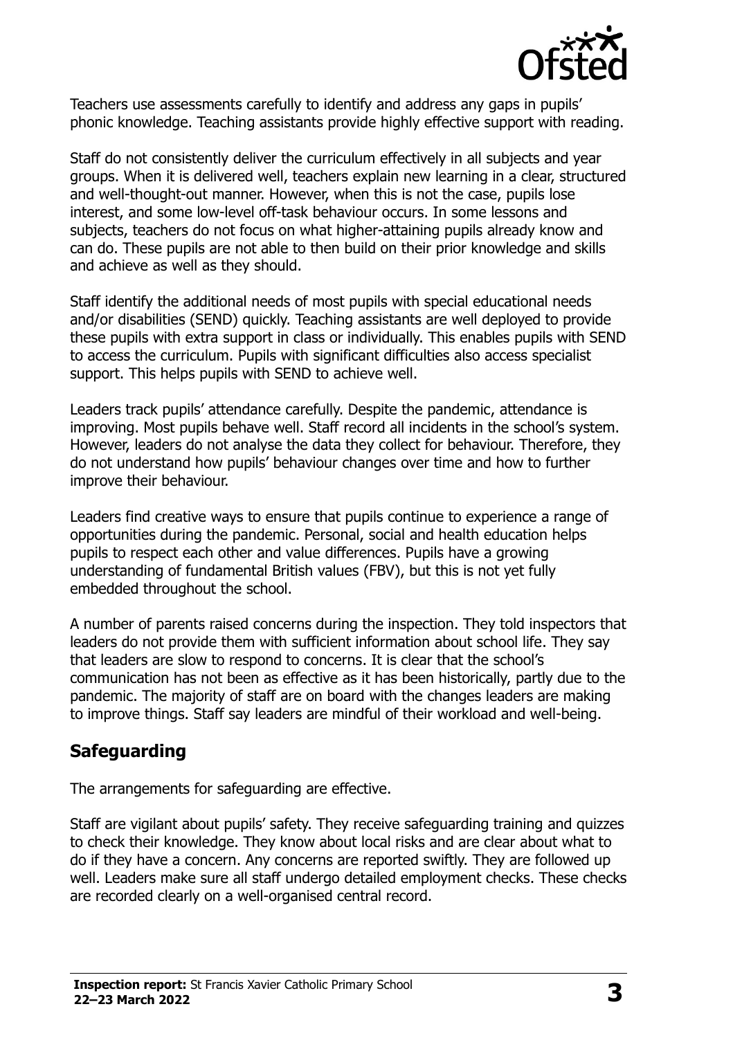Teachers use assessments carefully to identify and address any gaps in pupils' phonic knowledge. Teaching assistants provide highly effective support with reading.

Staff do not consistently deliver the curriculum effectively in all subjects and year groups. When it is delivered well, teachers explain new learning in a clear, structured and well-thought-out manner. However, when this is not the case, pupils lose interest, and some low-level off-task behaviour occurs. In some lessons and subjects, teachers do not focus on what higher-attaining pupils already know and can do. These pupils are not able to then build on their prior knowledge and skills and achieve as well as they should.

Staff identify the additional needs of most pupils with special educational needs and/or disabilities (SEND) quickly. Teaching assistants are well deployed to provide these pupils with extra support in class or individually. This enables pupils with SEND to access the curriculum. Pupils with significant difficulties also access specialist support. This helps pupils with SEND to achieve well.

Leaders track pupils' attendance carefully. Despite the pandemic, attendance is improving. Most pupils behave well. Staff record all incidents in the school's system. However, leaders do not analyse the data they collect for behaviour. Therefore, they do not understand how pupils' behaviour changes over time and how to further improve their behaviour.

Leaders find creative ways to ensure that pupils continue to experience a range of opportunities during the pandemic. Personal, social and health education helps pupils to respect each other and value differences. Pupils have a growing understanding of fundamental British values (FBV), but this is not yet fully embedded throughout the school.

A number of parents raised concerns during the inspection. They told inspectors that leaders do not provide them with sufficient information about school life. They say that leaders are slow to respond to concerns. It is clear that the school's communication has not been as effective as it has been historically, partly due to the pandemic. The majority of staff are on board with the changes leaders are making to improve things. Staff say leaders are mindful of their workload and well-being.

## Safeguarding

The arrangements for safeguarding are effective.

Staff are vigilant about pupils' safety. They receive safeguarding training and quizzes to check their knowledge. They know about local risks and are clear about what to do if they have a concern. Any concerns are reported swiftly. They are followed up well. Leaders make sure all staff undergo detailed employment checks. These checks are recorded clearly on a well-organised central record.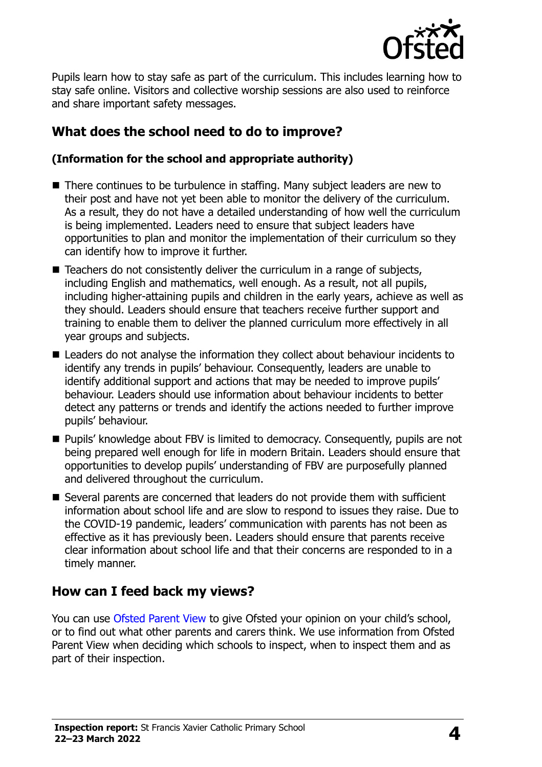Pupils learn how to stay safe as part of the curriculum. This includes learning how to stay safe online. Visitors and collective worship sessions are also used to reinforce and share important safety messages.

## What does the school need to do to improve?

**(Information for the school and appropriate authority)**

- There continues to be turbulence in staffing. Many subject leaders are new to their post and have not yet been able to monitor the delivery of the curriculum. As a result, they do not have a detailed understanding of how well the curriculum is being implemented. Leaders need to ensure that subject leaders have opportunities to plan and monitor the implementation of their curriculum so they can identify how to improve it further.
- Teachers do not consistently deliver the curriculum in a range of subjects, including English and mathematics, well enough. As a result, not all pupils, including higher-attaining pupils and children in the early years, achieve as well as they should. Leaders should ensure that teachers receive further support and training to enable them to deliver the planned curriculum more effectively in all year groups and subjects.
- Leaders do not analyse the information they collect about behaviour incidents to identify any trends in pupils' behaviour. Consequently, leaders are unable to identify additional support and actions that may be needed to improve pupils' behaviour. Leaders should use information about behaviour incidents to better detect any patterns or trends and identify the actions needed to further improve pupils' behaviour.
- Pupils' knowledge about FBV is limited to democracy. Consequently, pupils are not being prepared well enough for life in modern Britain. Leaders should ensure that opportunities to develop pupils' understanding of FBV are purposefully planned and delivered throughout the curriculum.
- Several parents are concerned that leaders do not provide them with sufficient information about school life and are slow to respond to issues they raise. Due to the COVID-19 pandemic, leaders' communication with parents has not been as effective as it has previously been. Leaders should ensure that parents receive clear information about school life and that their concerns are responded to in a timely manner.

## How can I feed back my views?

You can use Ofsted Parent View to give Ofsted your opinion on your child's school, or to find out what other parents and carers think. We use information from Ofsted Parent View when deciding which schools to inspect, when to inspect them and as part of their inspection.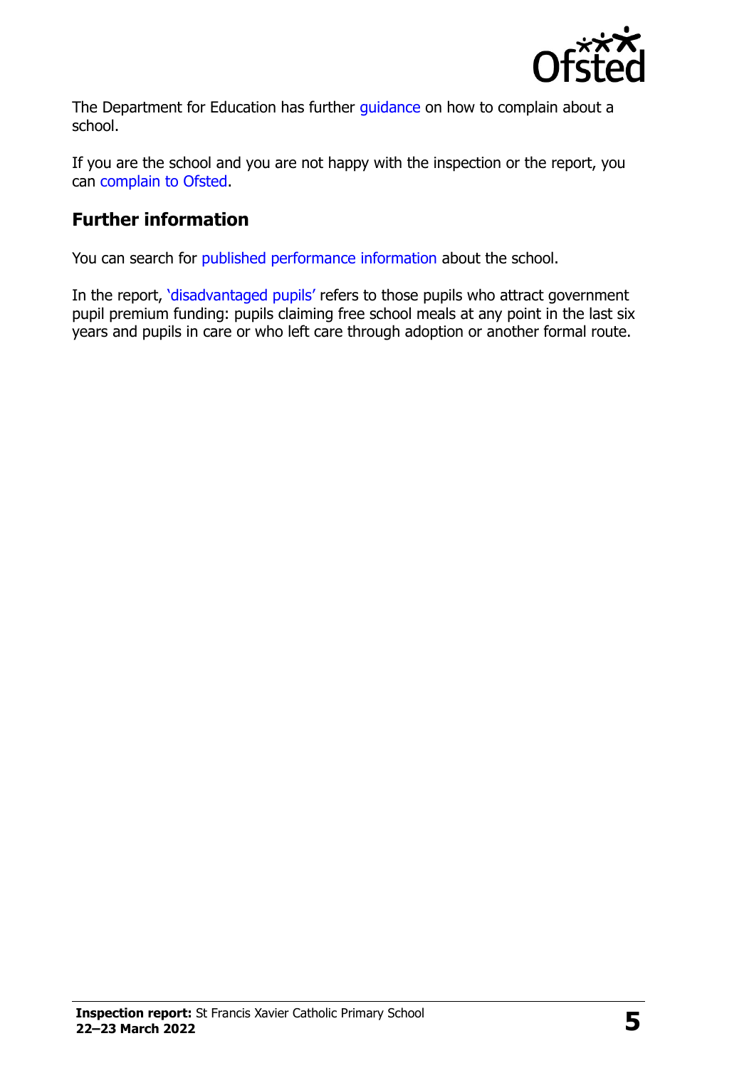The Department for Education has further guidance on how to complain about a school.

If you are the school and you are not happy with the inspection or the report, you can complain to Ofsted.

## Further information

You can search for published performance information about the school.

In the report, 'disadvantaged pupils' refers to those pupils who attract government pupil premium funding: pupils claiming free school meals at any point in the last six years and pupils in care or who left care through adoption or another formal route.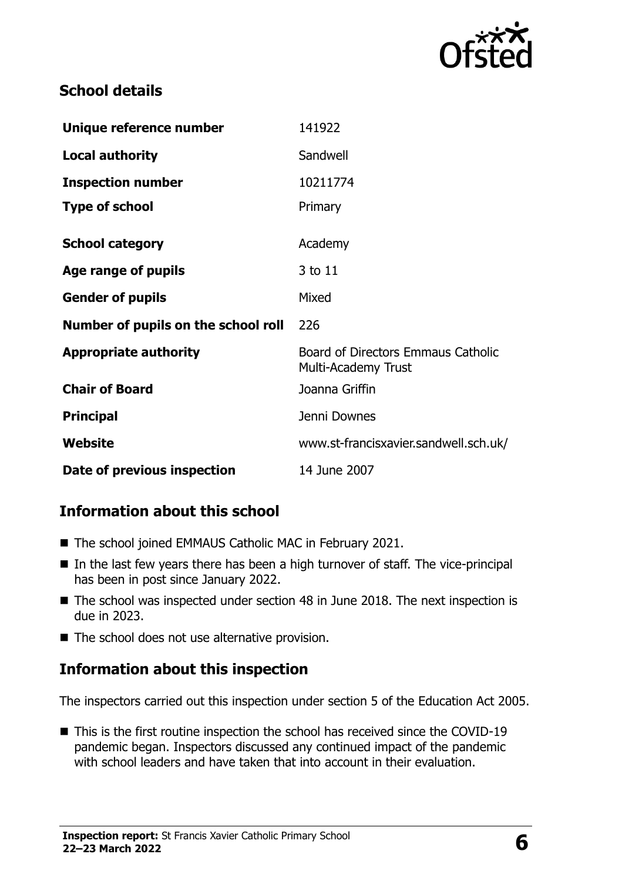## School details

| | |
|---|---|
| **Unique reference number** | 141922 |
| **Local authority** | Sandwell |
| **Inspection number** | 10211774 |
| **Type of school** | Primary |
| **School category** | Academy |
| **Age range of pupils** | 3 to 11 |
| **Gender of pupils** | Mixed |
| **Number of pupils on the school roll** | 226 |
| **Appropriate authority** | Board of Directors Emmaus Catholic Multi-Academy Trust |
| **Chair of Board** | Joanna Griffin |
| **Principal** | Jenni Downes |
| **Website** | www.st-francisxavier.sandwell.sch.uk/ |
| **Date of previous inspection** | 14 June 2007 |

## Information about this school

- The school joined EMMAUS Catholic MAC in February 2021.
- In the last few years there has been a high turnover of staff. The vice-principal has been in post since January 2022.
- The school was inspected under section 48 in June 2018. The next inspection is due in 2023.
- The school does not use alternative provision.

## Information about this inspection

The inspectors carried out this inspection under section 5 of the Education Act 2005.

- This is the first routine inspection the school has received since the COVID-19 pandemic began. Inspectors discussed any continued impact of the pandemic with school leaders and have taken that into account in their evaluation.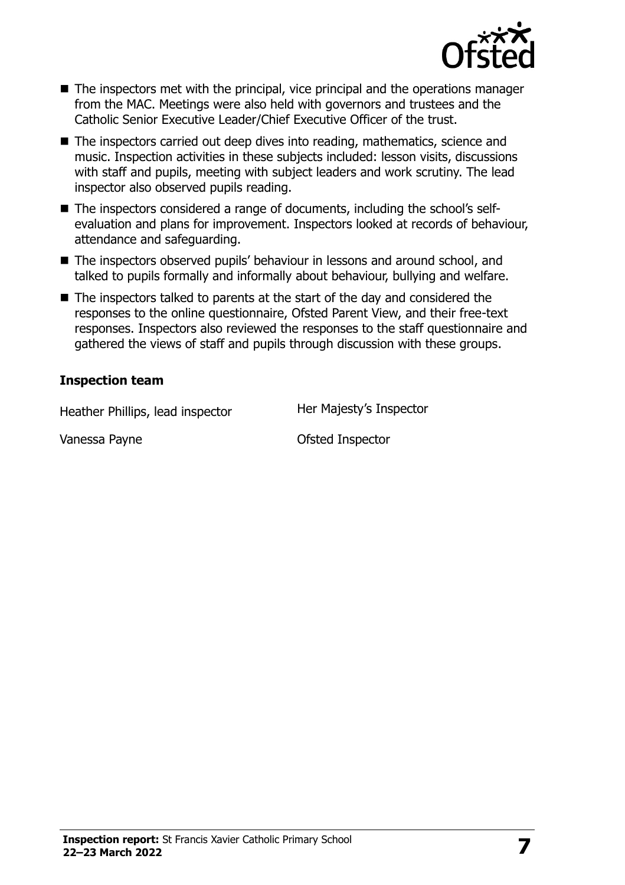- The inspectors met with the principal, vice principal and the operations manager from the MAC. Meetings were also held with governors and trustees and the Catholic Senior Executive Leader/Chief Executive Officer of the trust.
- The inspectors carried out deep dives into reading, mathematics, science and music. Inspection activities in these subjects included: lesson visits, discussions with staff and pupils, meeting with subject leaders and work scrutiny. The lead inspector also observed pupils reading.
- The inspectors considered a range of documents, including the school's self-evaluation and plans for improvement. Inspectors looked at records of behaviour, attendance and safeguarding.
- The inspectors observed pupils' behaviour in lessons and around school, and talked to pupils formally and informally about behaviour, bullying and welfare.
- The inspectors talked to parents at the start of the day and considered the responses to the online questionnaire, Ofsted Parent View, and their free-text responses. Inspectors also reviewed the responses to the staff questionnaire and gathered the views of staff and pupils through discussion with these groups.

### Inspection team

| | |
|---|---|
| Heather Phillips, lead inspector | Her Majesty's Inspector |
| Vanessa Payne | Ofsted Inspector |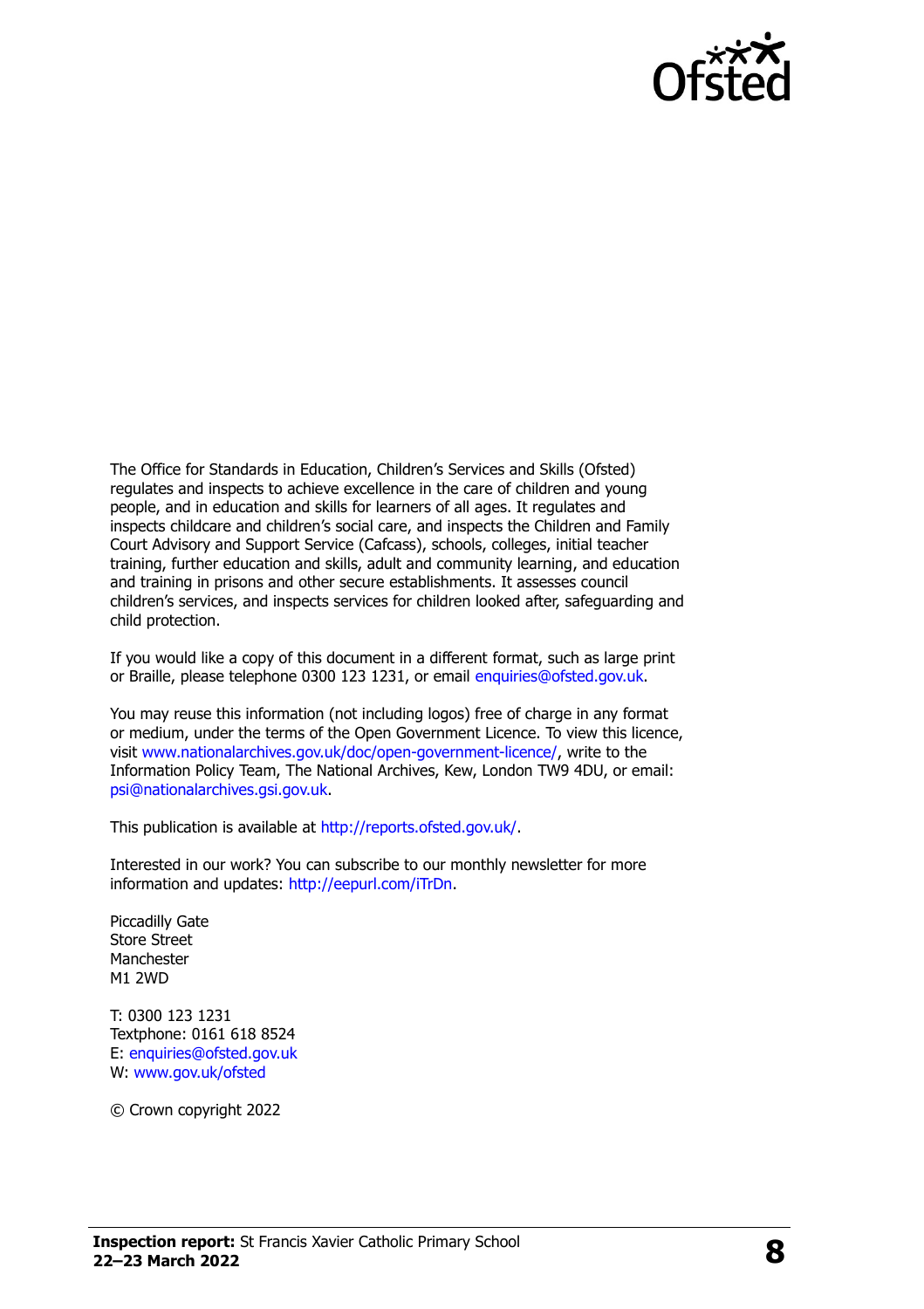The Office for Standards in Education, Children's Services and Skills (Ofsted) regulates and inspects to achieve excellence in the care of children and young people, and in education and skills for learners of all ages. It regulates and inspects childcare and children's social care, and inspects the Children and Family Court Advisory and Support Service (Cafcass), schools, colleges, initial teacher training, further education and skills, adult and community learning, and education and training in prisons and other secure establishments. It assesses council children's services, and inspects services for children looked after, safeguarding and child protection.

If you would like a copy of this document in a different format, such as large print or Braille, please telephone 0300 123 1231, or email enquiries@ofsted.gov.uk.

You may reuse this information (not including logos) free of charge in any format or medium, under the terms of the Open Government Licence. To view this licence, visit www.nationalarchives.gov.uk/doc/open-government-licence/, write to the Information Policy Team, The National Archives, Kew, London TW9 4DU, or email: psi@nationalarchives.gsi.gov.uk.

This publication is available at http://reports.ofsted.gov.uk/.

Interested in our work? You can subscribe to our monthly newsletter for more information and updates: http://eepurl.com/iTrDn.

Piccadilly Gate
Store Street
Manchester
M1 2WD

T: 0300 123 1231
Textphone: 0161 618 8524
E: enquiries@ofsted.gov.uk
W: www.gov.uk/ofsted

© Crown copyright 2022